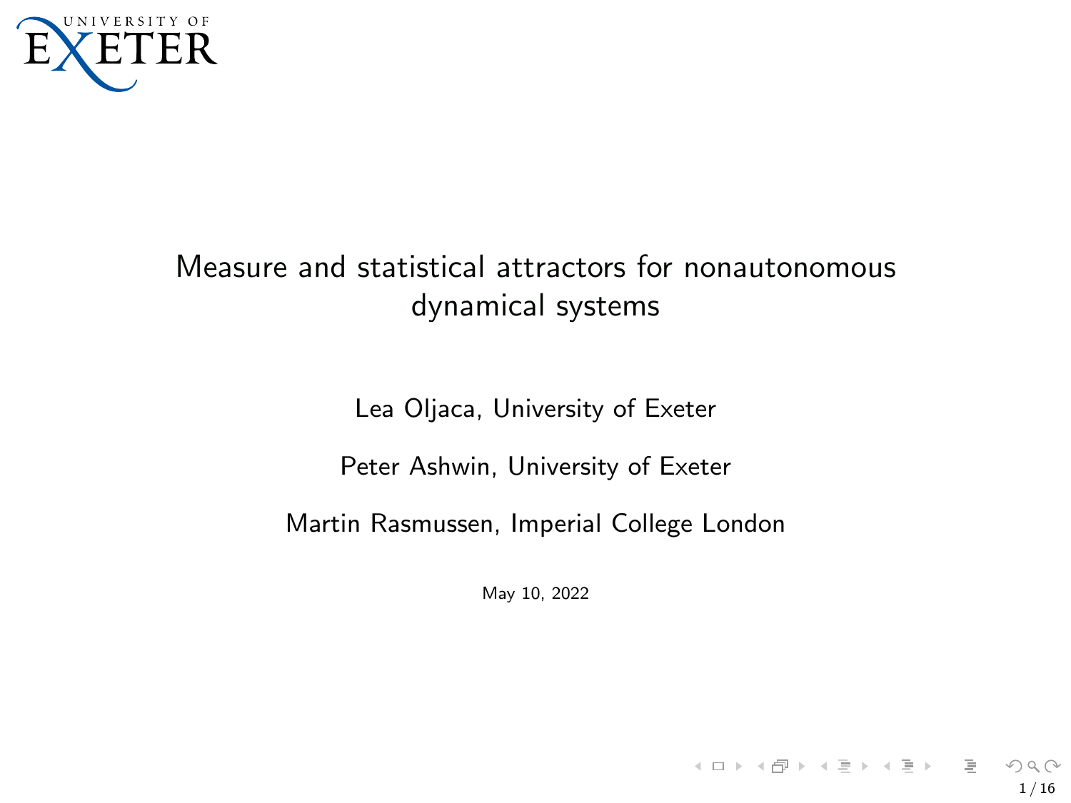# Measure and statistical attractors for nonautonomous dynamical systems

Lea Oljaca, University of Exeter

Peter Ashwin, University of Exeter

Martin Rasmussen, Imperial College London

May 10, 2022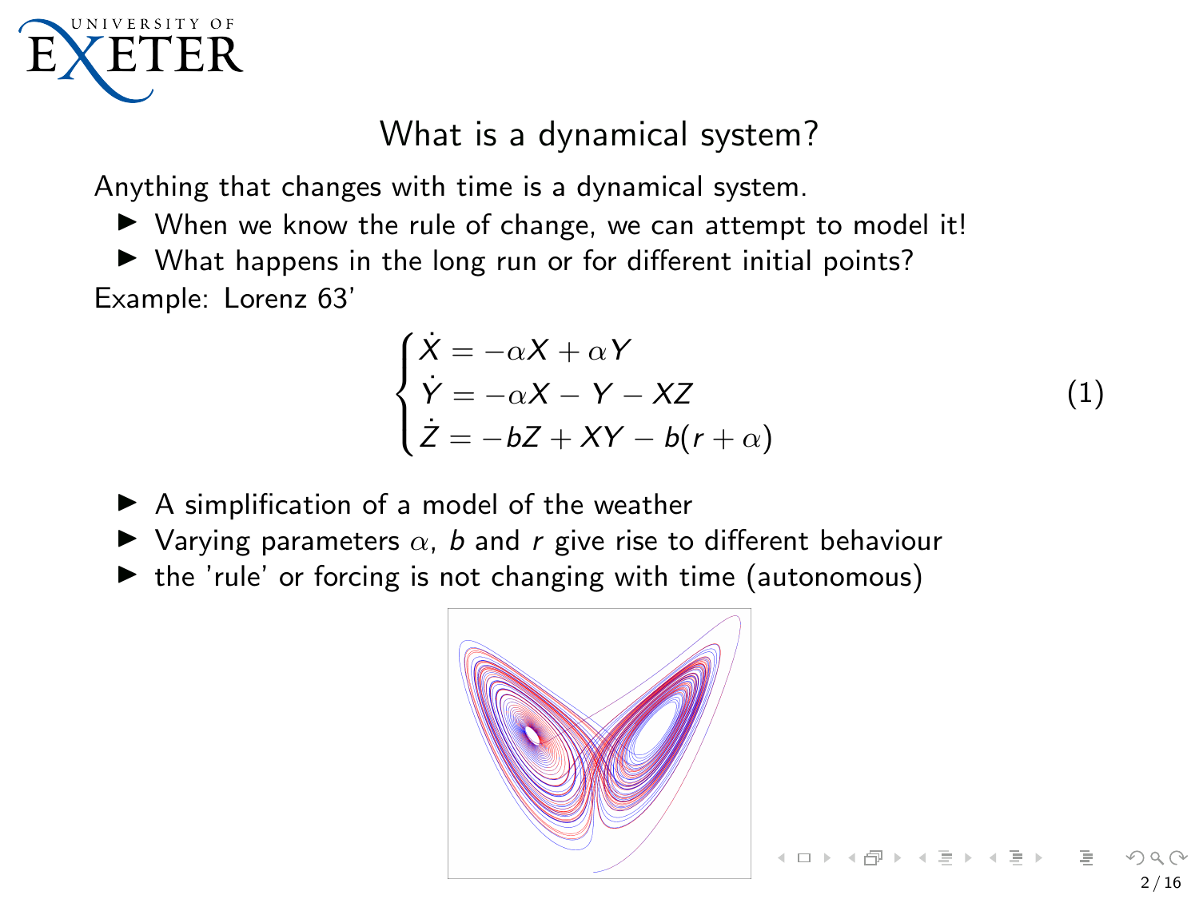## What is a dynamical system?

Anything that changes with time is a dynamical system.

- When we know the rule of change, we can attempt to model it!
- What happens in the long run or for different initial points?

Example: Lorenz 63'

$$
\begin{cases}
\dot{X} = -\alpha X + \alpha Y \\
\dot{Y} = -\alpha X - Y - XZ \\
\dot{Z} = -bZ + XY - b(r + \alpha)
\end{cases}
\tag{1}
$$

- A simplification of a model of the weather
- Varying parameters $\alpha$, $b$ and $r$ give rise to different behaviour
- the 'rule' or forcing is not changing with time (autonomous)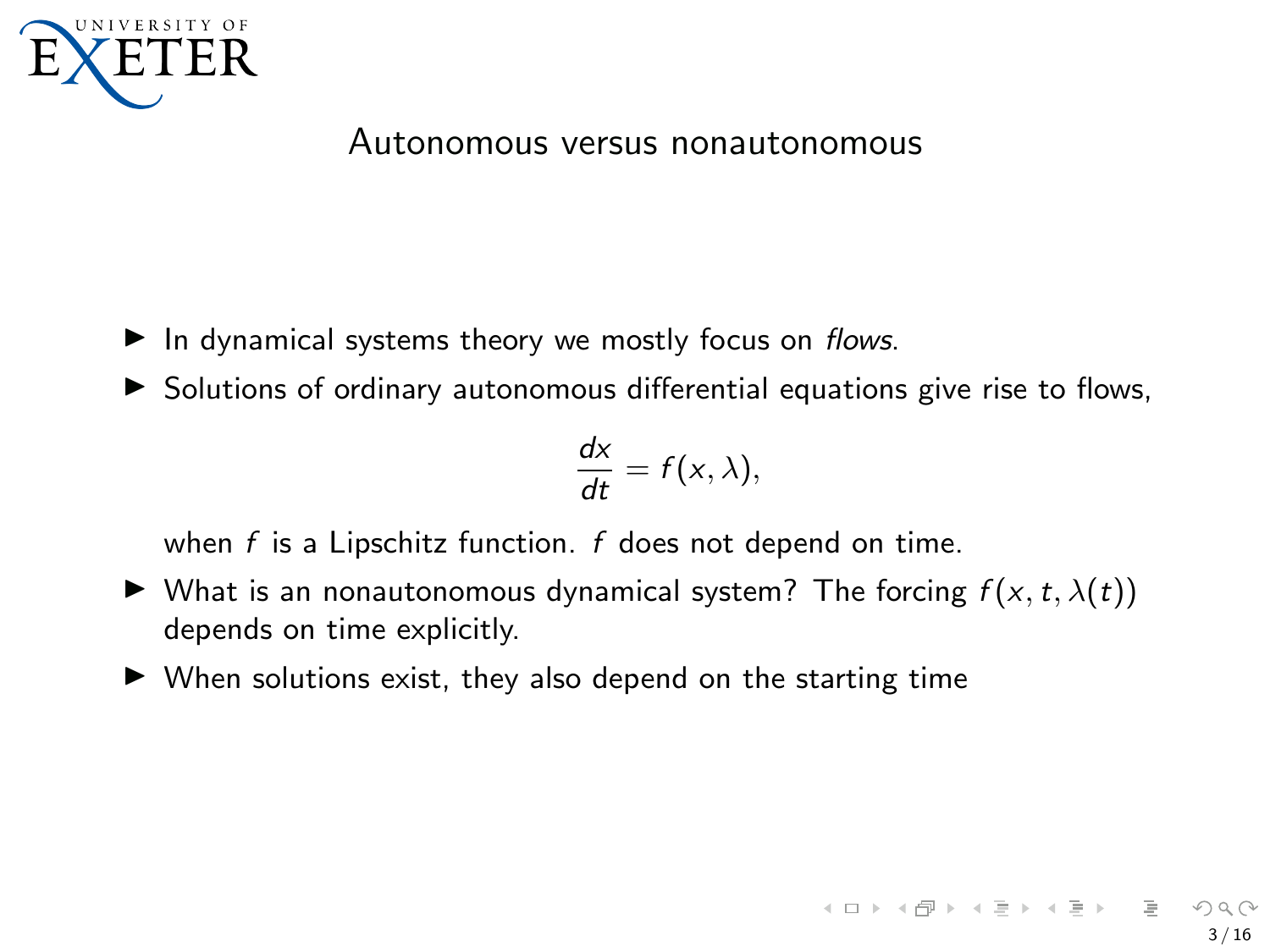## Autonomous versus nonautonomous

- In dynamical systems theory we mostly focus on *flows*.
- Solutions of ordinary autonomous differential equations give rise to flows,

$$\frac{dx}{dt} = f(x, \lambda),$$

  when $f$ is a Lipschitz function. $f$ does not depend on time.
- What is an nonautonomous dynamical system? The forcing $f(x, t, \lambda(t))$ depends on time explicitly.
- When solutions exist, they also depend on the starting time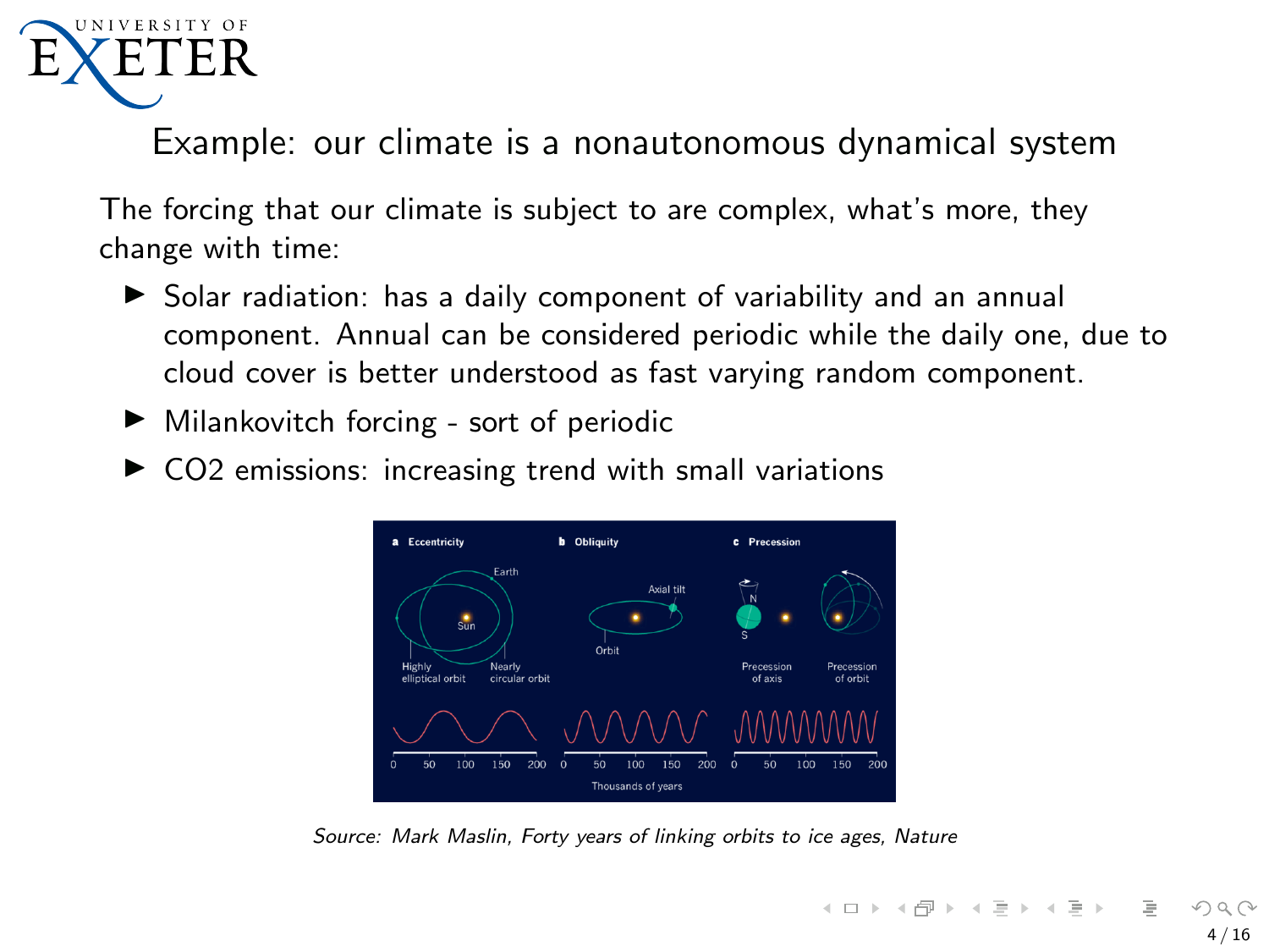# Example: our climate is a nonautonomous dynamical system

The forcing that our climate is subject to are complex, what's more, they change with time:

- Solar radiation: has a daily component of variability and an annual component. Annual can be considered periodic while the daily one, due to cloud cover is better understood as fast varying random component.
- Milankovitch forcing - sort of periodic
- CO2 emissions: increasing trend with small variations

*Source: Mark Maslin, Forty years of linking orbits to ice ages, Nature*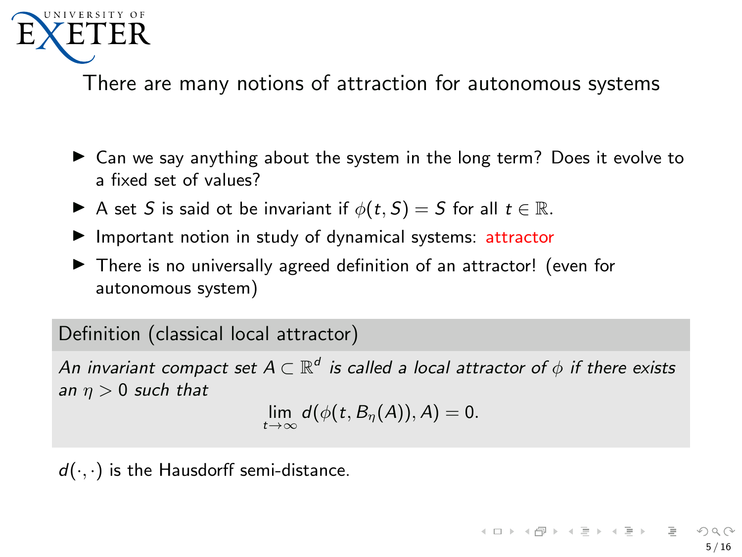## There are many notions of attraction for autonomous systems

- Can we say anything about the system in the long term? Does it evolve to a fixed set of values?
- A set $S$ is said ot be invariant if $\phi(t, S) = S$ for all $t \in \mathbb{R}$.
- Important notion in study of dynamical systems: attractor
- There is no universally agreed definition of an attractor! (even for autonomous system)

**Definition (classical local attractor)**

*An invariant compact set $A \subset \mathbb{R}^d$ is called a local attractor of $\phi$ if there exists an $\eta > 0$ such that*

$$\lim_{t \to \infty} d(\phi(t, B_\eta(A)), A) = 0.$$

$d(\cdot, \cdot)$ is the Hausdorff semi-distance.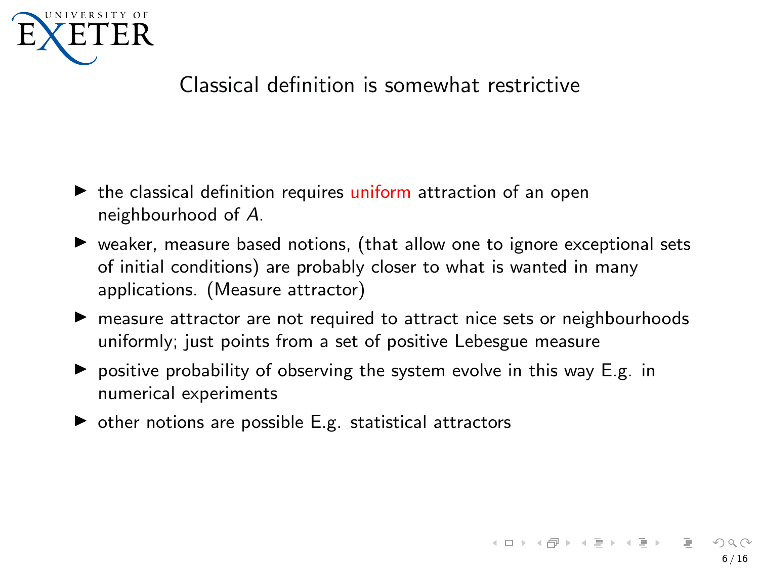## Classical definition is somewhat restrictive

- the classical definition requires uniform attraction of an open neighbourhood of $A$.
- weaker, measure based notions, (that allow one to ignore exceptional sets of initial conditions) are probably closer to what is wanted in many applications. (Measure attractor)
- measure attractor are not required to attract nice sets or neighbourhoods uniformly; just points from a set of positive Lebesgue measure
- positive probability of observing the system evolve in this way E.g. in numerical experiments
- other notions are possible E.g. statistical attractors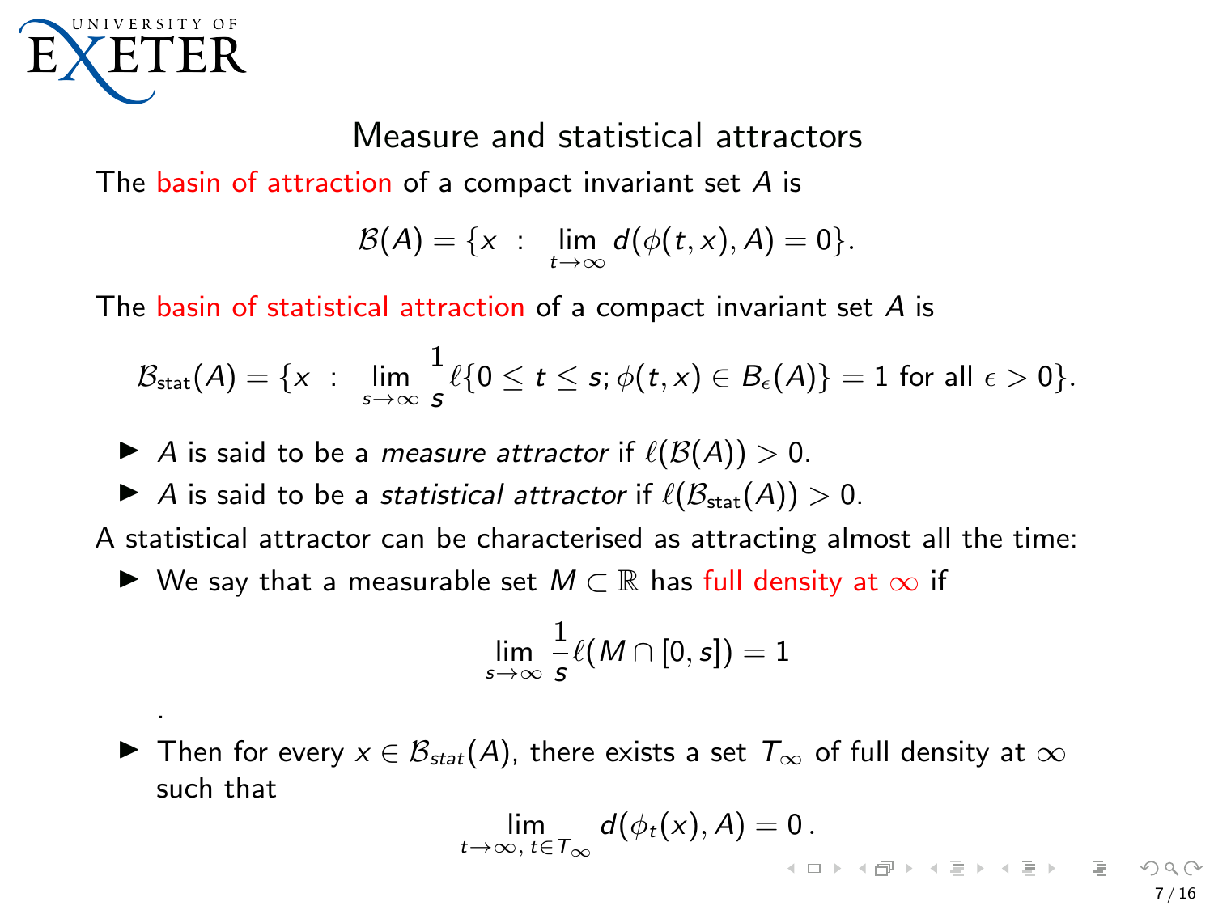# Measure and statistical attractors

The basin of attraction of a compact invariant set $A$ is

$$\mathcal{B}(A) = \{x \ : \ \lim_{t\to\infty} d(\phi(t,x), A) = 0\}.$$

The basin of statistical attraction of a compact invariant set $A$ is

$$\mathcal{B}_{\text{stat}}(A) = \{x \ : \ \lim_{s\to\infty} \frac{1}{s}\ell\{0 \le t \le s; \phi(t,x) \in B_\epsilon(A)\} = 1 \text{ for all } \epsilon > 0\}.$$

- $A$ is said to be a *measure attractor* if $\ell(\mathcal{B}(A)) > 0$.
- $A$ is said to be a *statistical attractor* if $\ell(\mathcal{B}_{\text{stat}}(A)) > 0$.

A statistical attractor can be characterised as attracting almost all the time:

- We say that a measurable set $M \subset \mathbb{R}$ has full density at $\infty$ if

$$\lim_{s\to\infty} \frac{1}{s}\ell(M \cap [0,s]) = 1$$

.

- Then for every $x \in \mathcal{B}_{stat}(A)$, there exists a set $T_\infty$ of full density at $\infty$ such that

$$\lim_{t\to\infty,\, t\in T_\infty} d(\phi_t(x), A) = 0\,.$$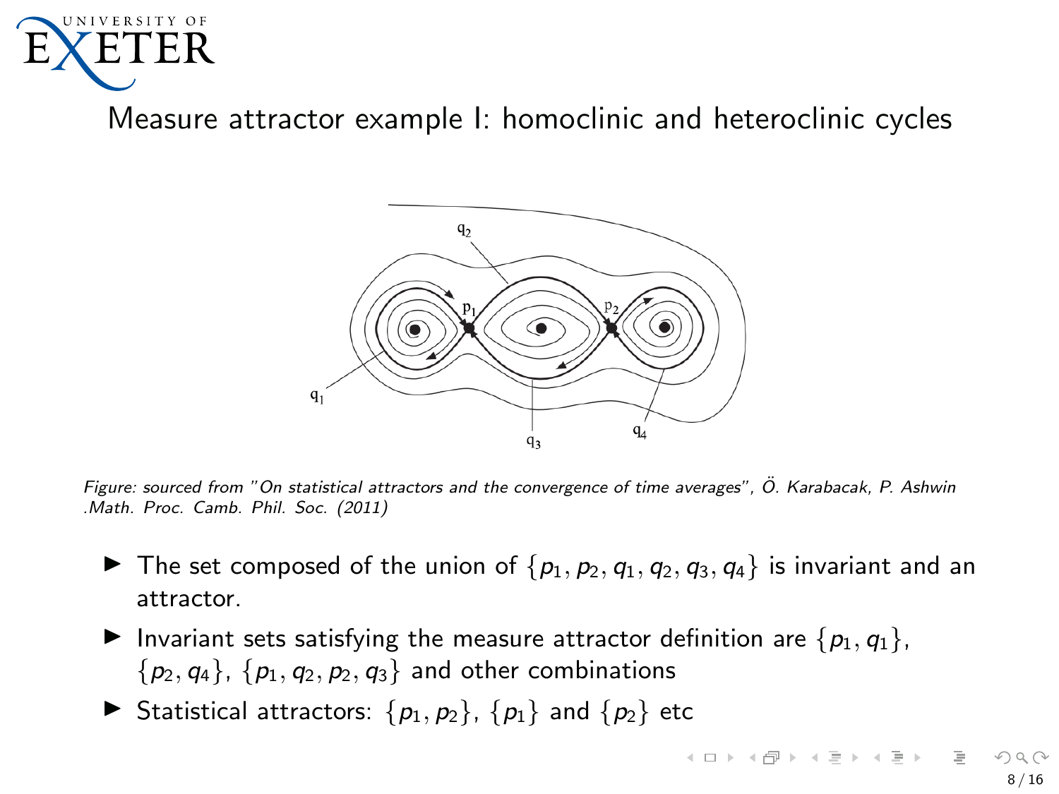## Measure attractor example I: homoclinic and heteroclinic cycles

*Figure: sourced from "On statistical attractors and the convergence of time averages", Ö. Karabacak, P. Ashwin .Math. Proc. Camb. Phil. Soc. (2011)*

- The set composed of the union of $\{p_1, p_2, q_1, q_2, q_3, q_4\}$ is invariant and an attractor.
- Invariant sets satisfying the measure attractor definition are $\{p_1, q_1\}$, $\{p_2, q_4\}$, $\{p_1, q_2, p_2, q_3\}$ and other combinations
- Statistical attractors: $\{p_1, p_2\}$, $\{p_1\}$ and $\{p_2\}$ etc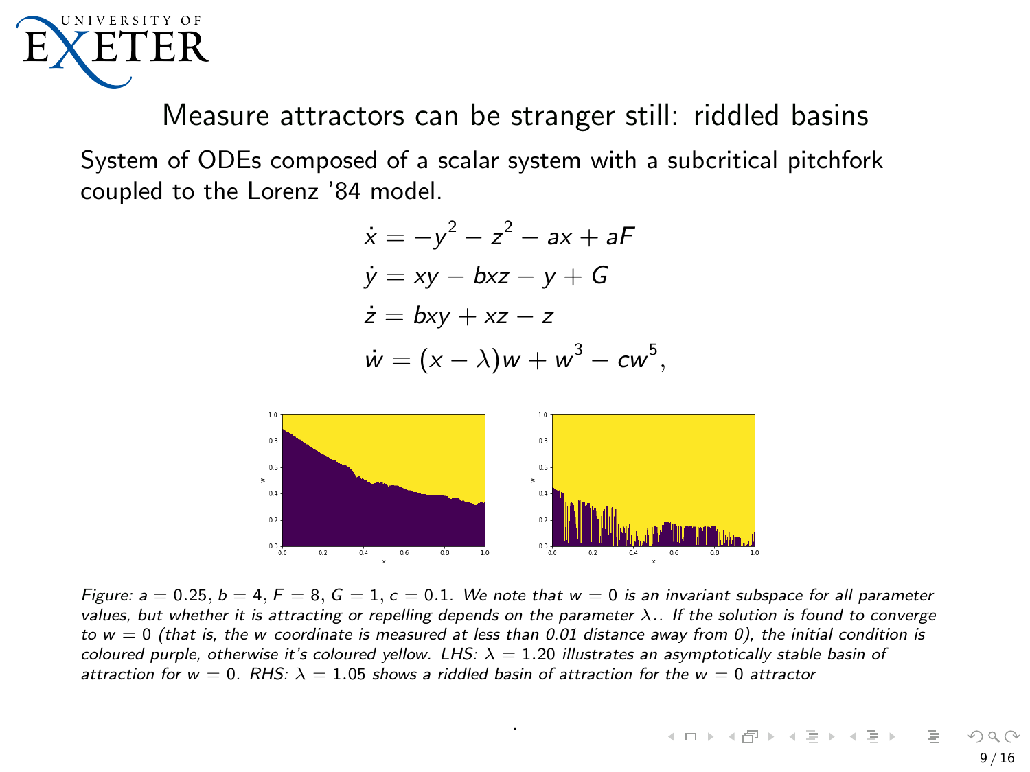## Measure attractors can be stranger still: riddled basins

System of ODEs composed of a scalar system with a subcritical pitchfork coupled to the Lorenz '84 model.

$$
\begin{aligned}
\dot{x} &= -y^2 - z^2 - ax + aF \\
\dot{y} &= xy - bxz - y + G \\
\dot{z} &= bxy + xz - z \\
\dot{w} &= (x - \lambda)w + w^3 - cw^5,
\end{aligned}
$$

*Figure: $a = 0.25$, $b = 4$, $F = 8$, $G = 1$, $c = 0.1$. We note that $w = 0$ is an invariant subspace for all parameter values, but whether it is attracting or repelling depends on the parameter $\lambda$.. If the solution is found to converge to $w = 0$ (that is, the $w$ coordinate is measured at less than 0.01 distance away from 0), the initial condition is coloured purple, otherwise it's coloured yellow. LHS: $\lambda = 1.20$ illustrates an asymptotically stable basin of attraction for $w = 0$. RHS: $\lambda = 1.05$ shows a riddled basin of attraction for the $w = 0$ attractor*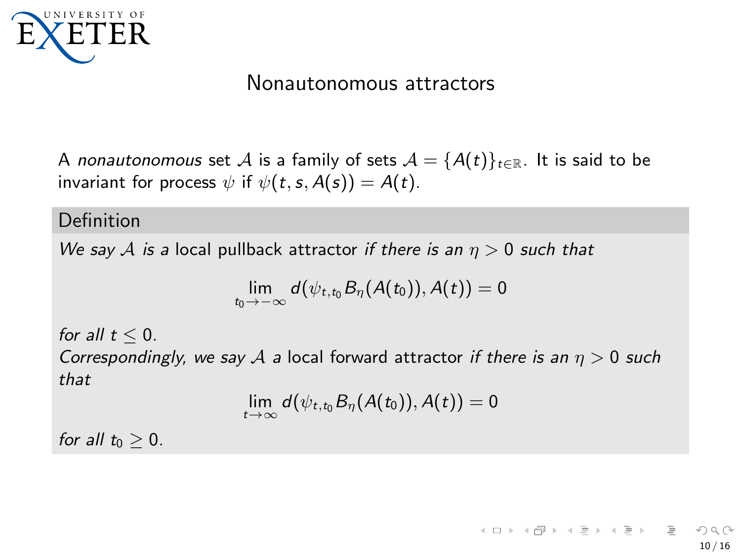# Nonautonomous attractors

A *nonautonomous* set $\mathcal{A}$ is a family of sets $\mathcal{A} = \{A(t)\}_{t\in\mathbb{R}}$. It is said to be invariant for process $\psi$ if $\psi(t, s, A(s)) = A(t)$.

**Definition**

*We say $\mathcal{A}$ is a* local pullback attractor *if there is an $\eta > 0$ such that*

$$\lim_{t_0 \to -\infty} d(\psi_{t,t_0} B_\eta(A(t_0)), A(t)) = 0$$

*for all $t \leq 0$.*

*Correspondingly, we say $\mathcal{A}$ a* local forward attractor *if there is an $\eta > 0$ such that*

$$\lim_{t \to \infty} d(\psi_{t,t_0} B_\eta(A(t_0)), A(t)) = 0$$

*for all $t_0 \geq 0$.*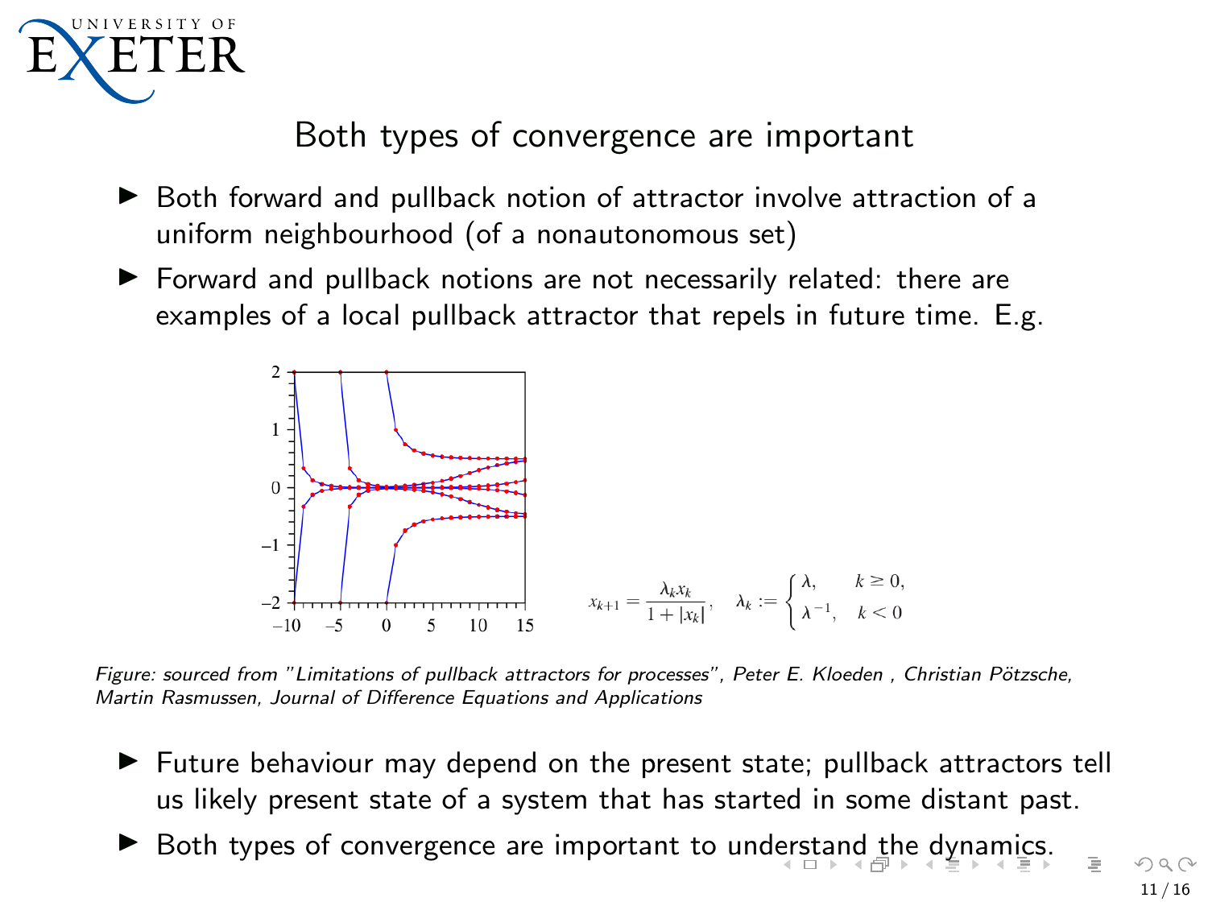## Both types of convergence are important

- Both forward and pullback notion of attractor involve attraction of a uniform neighbourhood (of a nonautonomous set)
- Forward and pullback notions are not necessarily related: there are examples of a local pullback attractor that repels in future time. E.g.

$$x_{k+1} = \frac{\lambda_k x_k}{1+|x_k|}, \quad \lambda_k := \begin{cases} \lambda, & k \geq 0, \\ \lambda^{-1}, & k < 0 \end{cases}$$

*Figure: sourced from "Limitations of pullback attractors for processes", Peter E. Kloeden , Christian Pötzsche, Martin Rasmussen, Journal of Difference Equations and Applications*

- Future behaviour may depend on the present state; pullback attractors tell us likely present state of a system that has started in some distant past.
- Both types of convergence are important to understand the dynamics.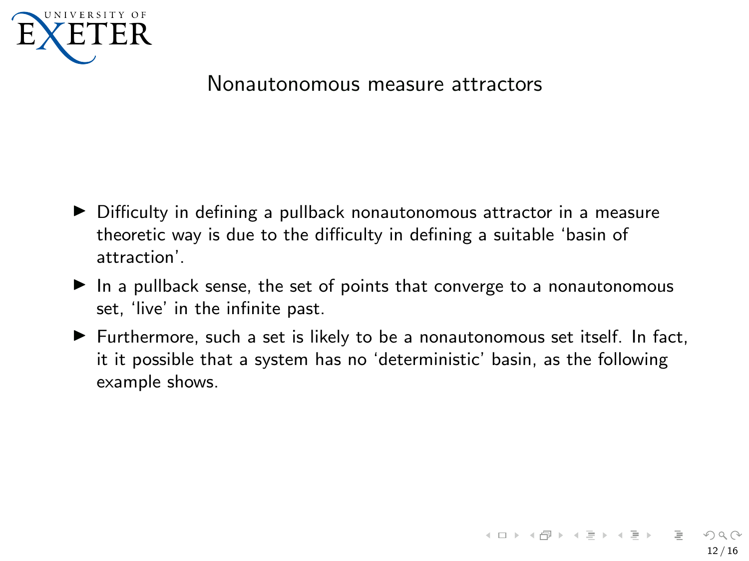## Nonautonomous measure attractors

- Difficulty in defining a pullback nonautonomous attractor in a measure theoretic way is due to the difficulty in defining a suitable 'basin of attraction'.
- In a pullback sense, the set of points that converge to a nonautonomous set, 'live' in the infinite past.
- Furthermore, such a set is likely to be a nonautonomous set itself. In fact, it it possible that a system has no 'deterministic' basin, as the following example shows.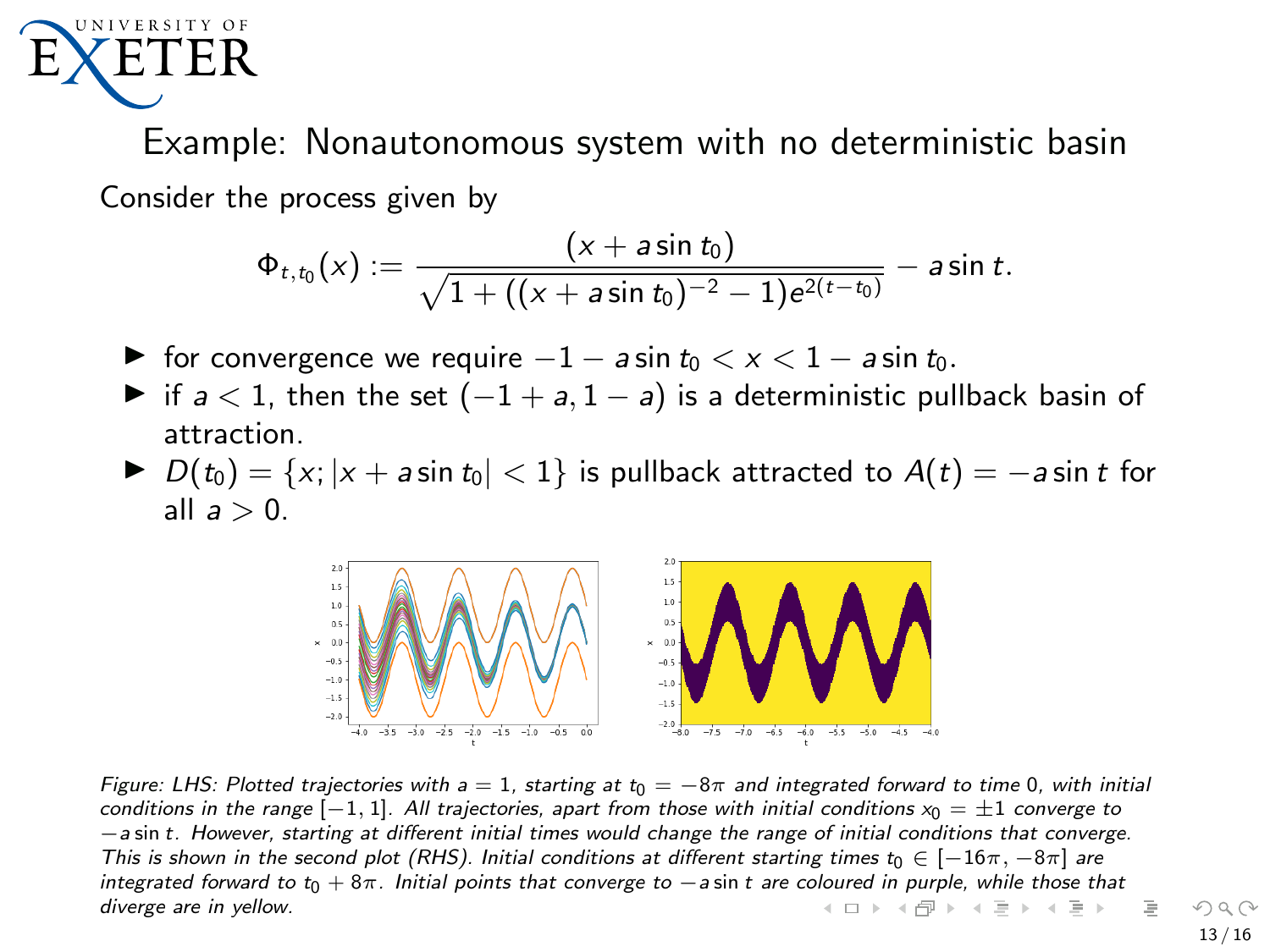## Example: Nonautonomous system with no deterministic basin

Consider the process given by

$$\Phi_{t,t_0}(x) := \frac{(x + a\sin t_0)}{\sqrt{1 + ((x + a\sin t_0)^{-2} - 1)e^{2(t-t_0)}}} - a\sin t.$$

- for convergence we require $-1 - a\sin t_0 < x < 1 - a\sin t_0$.
- if $a < 1$, then the set $(-1 + a, 1 - a)$ is a deterministic pullback basin of attraction.
- $D(t_0) = \{x; |x + a\sin t_0| < 1\}$ is pullback attracted to $A(t) = -a\sin t$ for all $a > 0$.

*Figure: LHS: Plotted trajectories with $a = 1$, starting at $t_0 = -8\pi$ and integrated forward to time 0, with initial conditions in the range $[-1, 1]$. All trajectories, apart from those with initial conditions $x_0 = \pm 1$ converge to $-a\sin t$. However, starting at different initial times would change the range of initial conditions that converge. This is shown in the second plot (RHS). Initial conditions at different starting times $t_0 \in [-16\pi, -8\pi]$ are integrated forward to $t_0 + 8\pi$. Initial points that converge to $-a\sin t$ are coloured in purple, while those that diverge are in yellow.*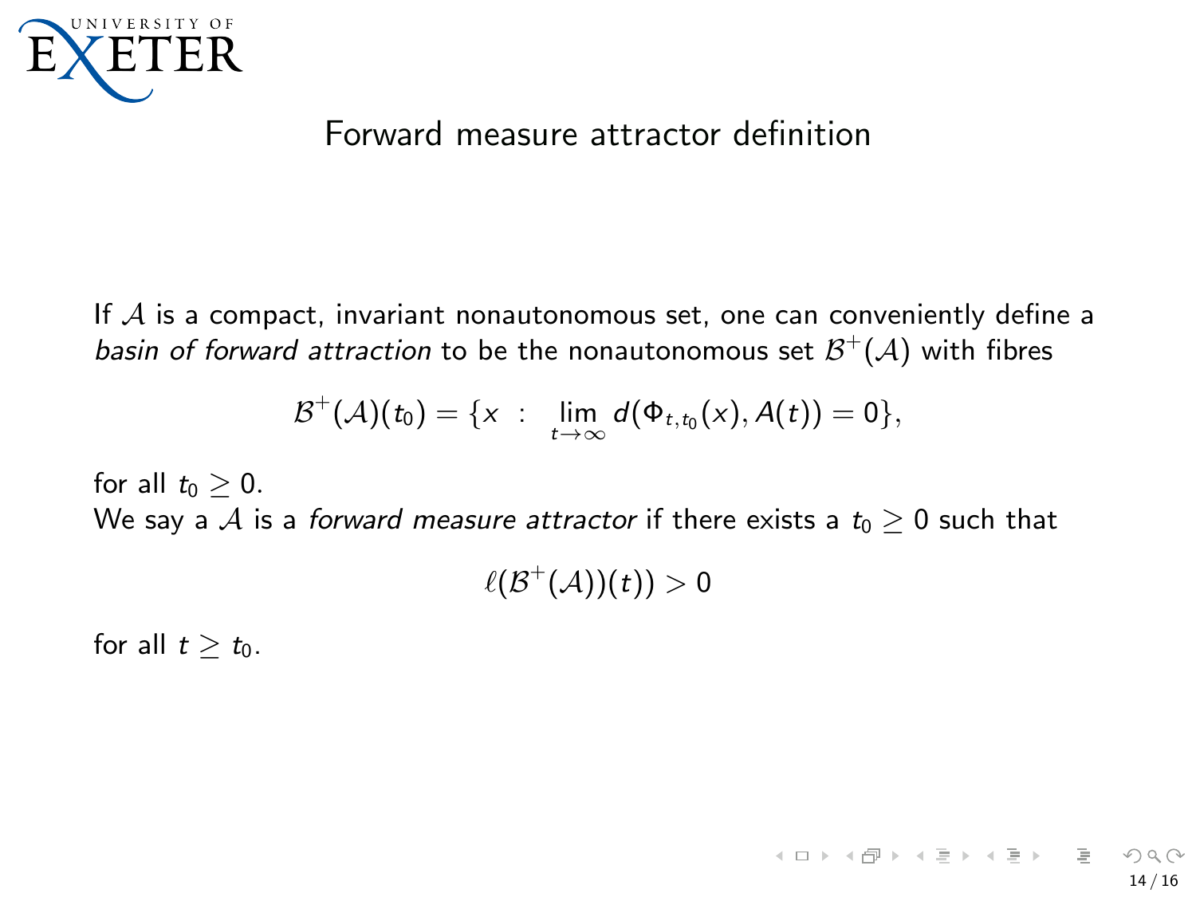# Forward measure attractor definition

If $\mathcal{A}$ is a compact, invariant nonautonomous set, one can conveniently define a *basin of forward attraction* to be the nonautonomous set $\mathcal{B}^+(\mathcal{A})$ with fibres

$$\mathcal{B}^+(\mathcal{A})(t_0) = \{x \ : \ \lim_{t\to\infty} d(\Phi_{t,t_0}(x), A(t)) = 0\},$$

for all $t_0 \geq 0$.

We say a $\mathcal{A}$ is a *forward measure attractor* if there exists a $t_0 \geq 0$ such that

$$\ell(\mathcal{B}^+(\mathcal{A}))(t)) > 0$$

for all $t \geq t_0$.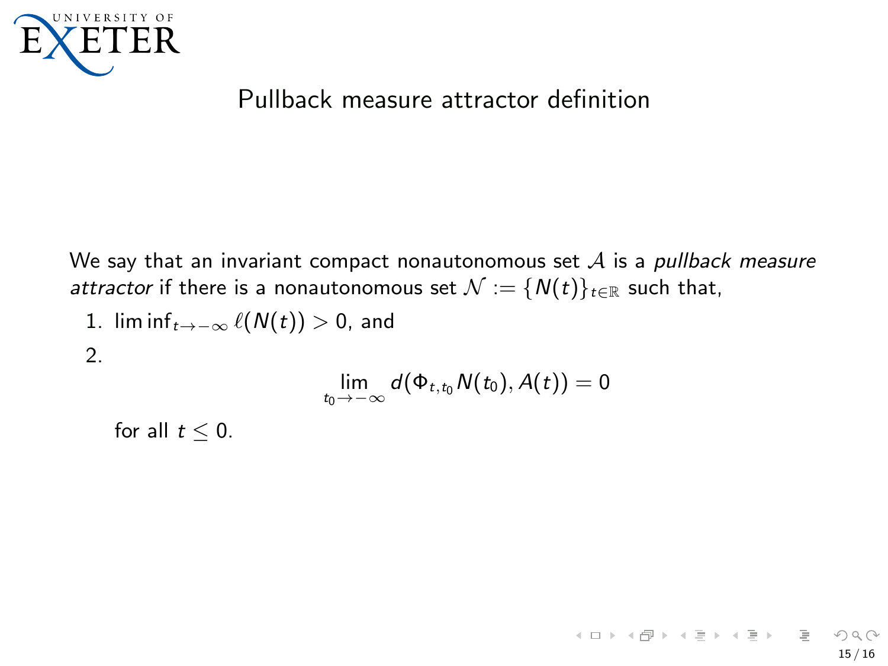# Pullback measure attractor definition

We say that an invariant compact nonautonomous set $\mathcal{A}$ is a *pullback measure attractor* if there is a nonautonomous set $\mathcal{N} := \{N(t)\}_{t\in\mathbb{R}}$ such that,

1. $\liminf_{t\to-\infty} \ell(N(t)) > 0$, and
2. $$\lim_{t_0\to-\infty} d(\Phi_{t,t_0} N(t_0), A(t)) = 0$$

   for all $t \leq 0$.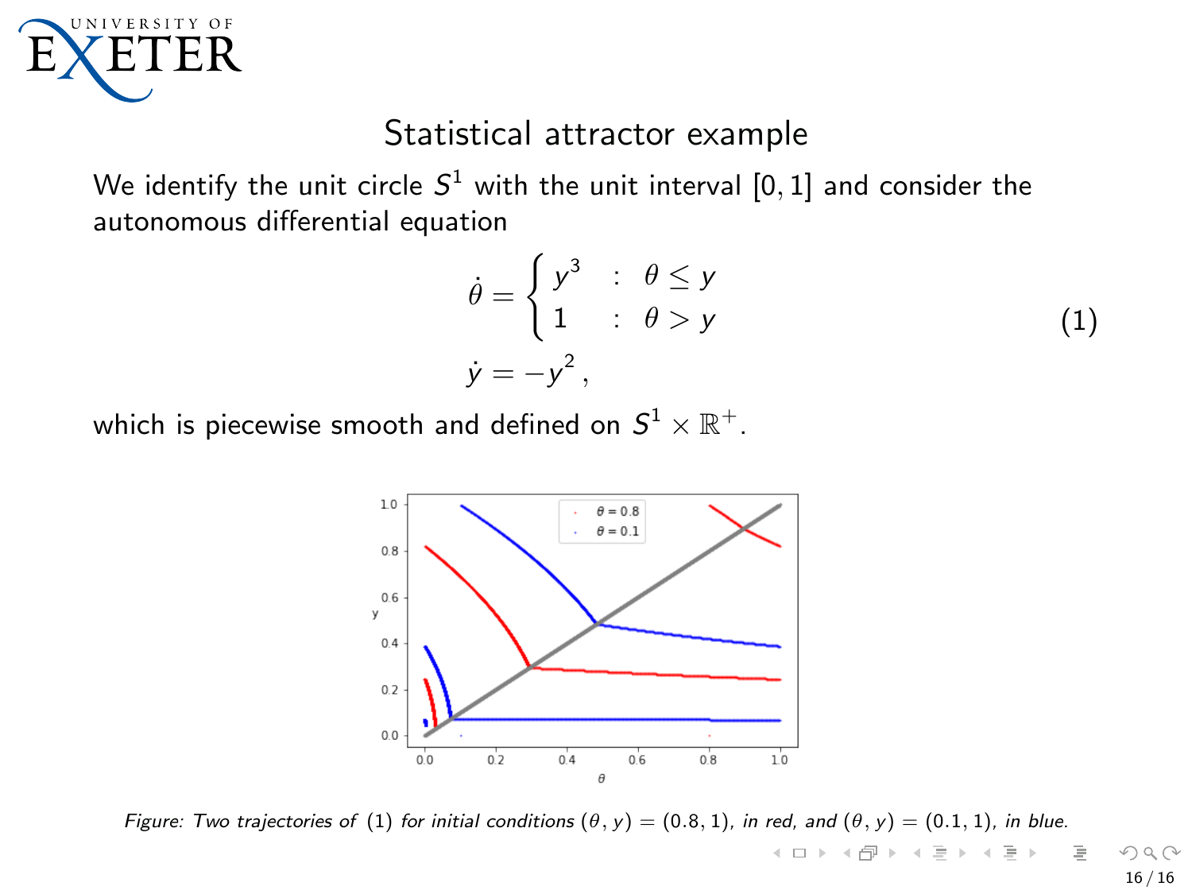# Statistical attractor example

We identify the unit circle $S^1$ with the unit interval $[0, 1]$ and consider the autonomous differential equation

$$
\begin{aligned}
\dot{\theta} &= \begin{cases} y^3 & : \quad \theta \leq y \\ 1 & : \quad \theta > y \end{cases} \\
\dot{y} &= -y^2 \, ,
\end{aligned} \tag{1}
$$

which is piecewise smooth and defined on $S^1 \times \mathbb{R}^+$.

θ = 0.8
θ = 0.1
1.0
0.8
0.6
0.4
0.2
0.0
y
0.0
0.2
0.4
0.6
0.8
1.0
θ

*Figure: Two trajectories of (1) for initial conditions $(\theta, y) = (0.8, 1)$, in red, and $(\theta, y) = (0.1, 1)$, in blue.*